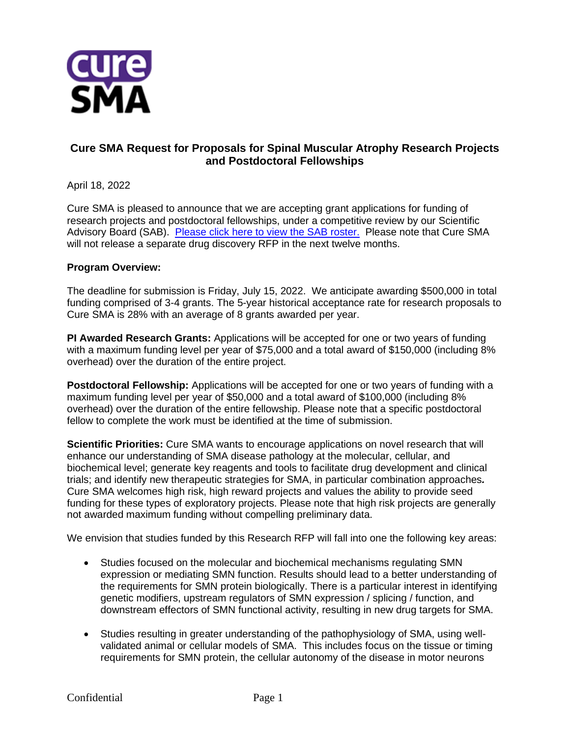cure SMA

## Cure SMA Request for Proposals for Spinal Muscular Atrophy Research Projects and Postdoctoral Fellowships

April 18, 2022

Cure SMA is pleased to announce that we are accepting grant applications for funding of research projects and postdoctoral fellowships, under a competitive review by our Scientific Advisory Board (SAB). [Please click here to view the SAB roster.] Please note that Cure SMA will not release a separate drug discovery RFP in the next twelve months.

**Program Overview:**

The deadline for submission is Friday, July 15, 2022. We anticipate awarding $500,000 in total funding comprised of 3-4 grants. The 5-year historical acceptance rate for research proposals to Cure SMA is 28% with an average of 8 grants awarded per year.

**PI Awarded Research Grants:** Applications will be accepted for one or two years of funding with a maximum funding level per year of $75,000 and a total award of $150,000 (including 8% overhead) over the duration of the entire project.

**Postdoctoral Fellowship:** Applications will be accepted for one or two years of funding with a maximum funding level per year of $50,000 and a total award of $100,000 (including 8% overhead) over the duration of the entire fellowship. Please note that a specific postdoctoral fellow to complete the work must be identified at the time of submission.

**Scientific Priorities:** Cure SMA wants to encourage applications on novel research that will enhance our understanding of SMA disease pathology at the molecular, cellular, and biochemical level; generate key reagents and tools to facilitate drug development and clinical trials; and identify new therapeutic strategies for SMA, in particular combination approaches. Cure SMA welcomes high risk, high reward projects and values the ability to provide seed funding for these types of exploratory projects. Please note that high risk projects are generally not awarded maximum funding without compelling preliminary data.

We envision that studies funded by this Research RFP will fall into one the following key areas:

- Studies focused on the molecular and biochemical mechanisms regulating SMN expression or mediating SMN function. Results should lead to a better understanding of the requirements for SMN protein biologically. There is a particular interest in identifying genetic modifiers, upstream regulators of SMN expression / splicing / function, and downstream effectors of SMN functional activity, resulting in new drug targets for SMA.
- Studies resulting in greater understanding of the pathophysiology of SMA, using well-validated animal or cellular models of SMA. This includes focus on the tissue or timing requirements for SMN protein, the cellular autonomy of the disease in motor neurons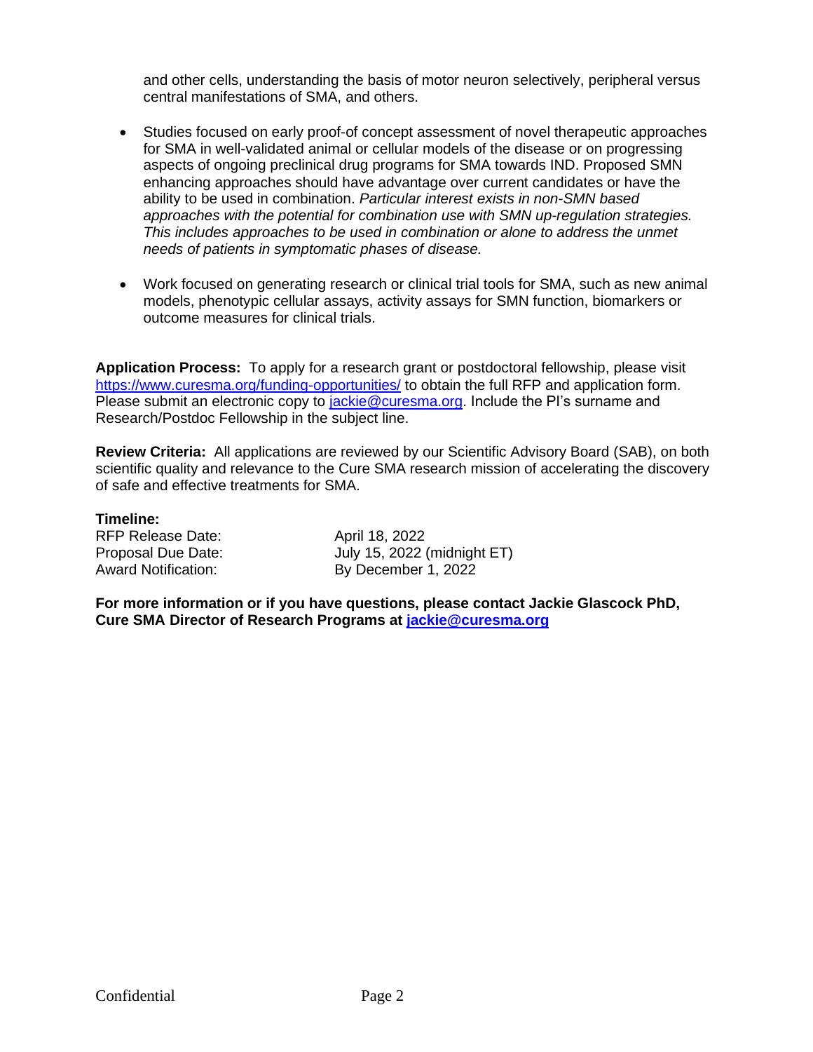and other cells, understanding the basis of motor neuron selectively, peripheral versus central manifestations of SMA, and others.

- Studies focused on early proof-of concept assessment of novel therapeutic approaches for SMA in well-validated animal or cellular models of the disease or on progressing aspects of ongoing preclinical drug programs for SMA towards IND. Proposed SMN enhancing approaches should have advantage over current candidates or have the ability to be used in combination. *Particular interest exists in non-SMN based approaches with the potential for combination use with SMN up-regulation strategies. This includes approaches to be used in combination or alone to address the unmet needs of patients in symptomatic phases of disease.*

- Work focused on generating research or clinical trial tools for SMA, such as new animal models, phenotypic cellular assays, activity assays for SMN function, biomarkers or outcome measures for clinical trials.

**Application Process:** To apply for a research grant or postdoctoral fellowship, please visit https://www.curesma.org/funding-opportunities/ to obtain the full RFP and application form. Please submit an electronic copy to jackie@curesma.org. Include the PI's surname and Research/Postdoc Fellowship in the subject line.

**Review Criteria:** All applications are reviewed by our Scientific Advisory Board (SAB), on both scientific quality and relevance to the Cure SMA research mission of accelerating the discovery of safe and effective treatments for SMA.

**Timeline:**

| | |
|---|---|
| RFP Release Date: | April 18, 2022 |
| Proposal Due Date: | July 15, 2022 (midnight ET) |
| Award Notification: | By December 1, 2022 |

**For more information or if you have questions, please contact Jackie Glascock PhD, Cure SMA Director of Research Programs at jackie@curesma.org**

Confidential